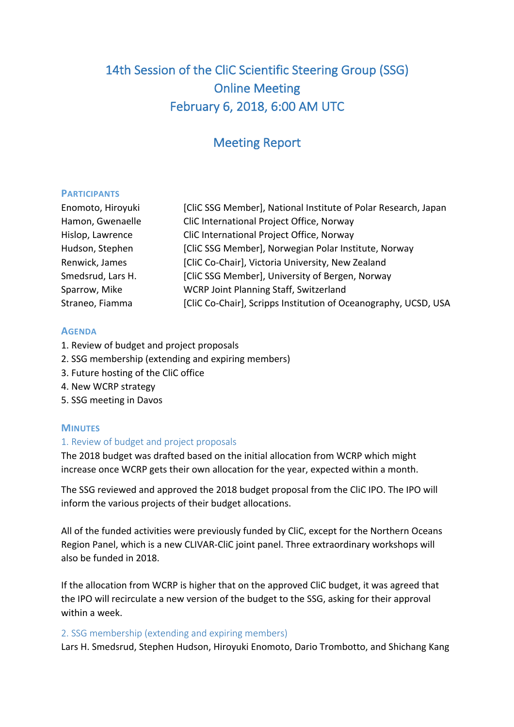# 14th Session of the CliC Scientific Steering Group (SSG)
# Online Meeting
# February 6, 2018, 6:00 AM UTC

## Meeting Report

### PARTICIPANTS

| | |
|---|---|
| Enomoto, Hiroyuki | [CliC SSG Member], National Institute of Polar Research, Japan |
| Hamon, Gwenaelle | CliC International Project Office, Norway |
| Hislop, Lawrence | CliC International Project Office, Norway |
| Hudson, Stephen | [CliC SSG Member], Norwegian Polar Institute, Norway |
| Renwick, James | [CliC Co-Chair], Victoria University, New Zealand |
| Smedsrud, Lars H. | [CliC SSG Member], University of Bergen, Norway |
| Sparrow, Mike | WCRP Joint Planning Staff, Switzerland |
| Straneo, Fiamma | [CliC Co-Chair], Scripps Institution of Oceanography, UCSD, USA |

### AGENDA

1. Review of budget and project proposals
2. SSG membership (extending and expiring members)
3. Future hosting of the CliC office
4. New WCRP strategy
5. SSG meeting in Davos

### MINUTES

#### 1. Review of budget and project proposals

The 2018 budget was drafted based on the initial allocation from WCRP which might increase once WCRP gets their own allocation for the year, expected within a month.

The SSG reviewed and approved the 2018 budget proposal from the CliC IPO. The IPO will inform the various projects of their budget allocations.

All of the funded activities were previously funded by CliC, except for the Northern Oceans Region Panel, which is a new CLIVAR-CliC joint panel. Three extraordinary workshops will also be funded in 2018.

If the allocation from WCRP is higher that on the approved CliC budget, it was agreed that the IPO will recirculate a new version of the budget to the SSG, asking for their approval within a week.

#### 2. SSG membership (extending and expiring members)

Lars H. Smedsrud, Stephen Hudson, Hiroyuki Enomoto, Dario Trombotto, and Shichang Kang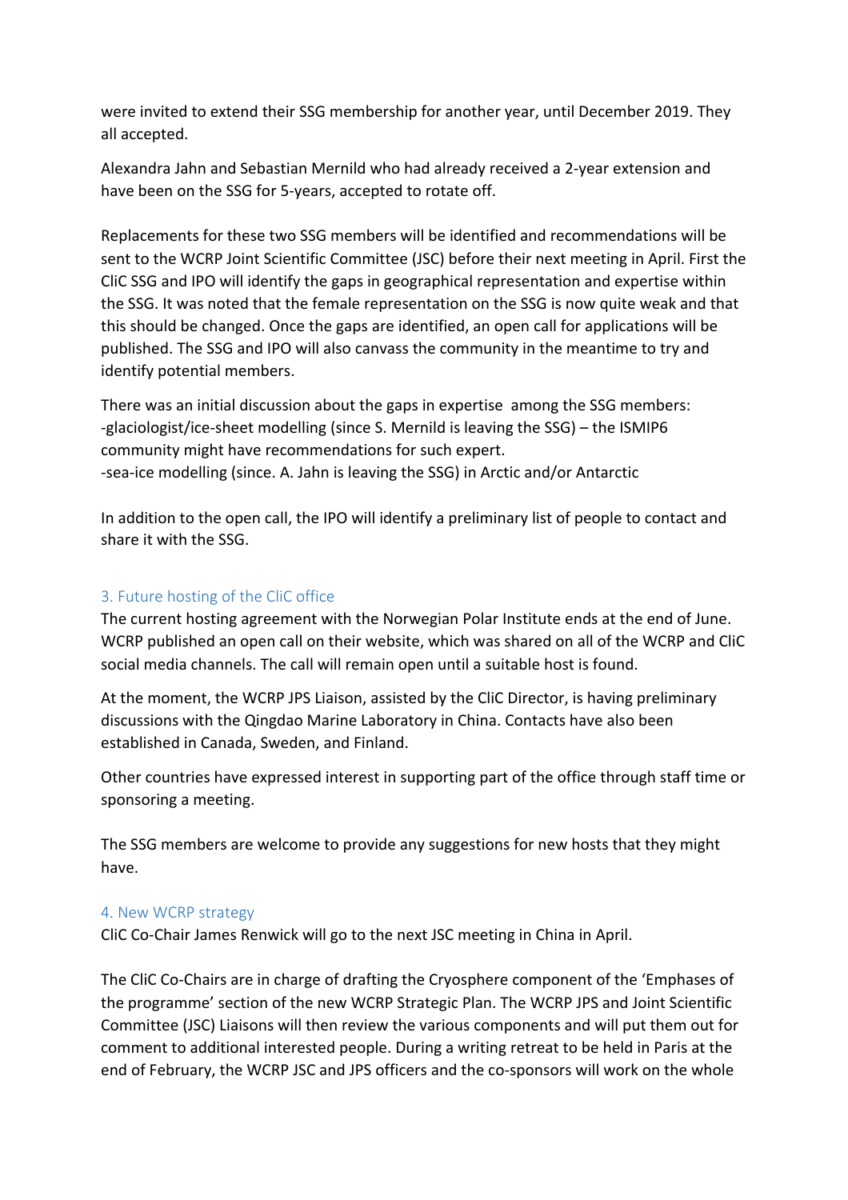were invited to extend their SSG membership for another year, until December 2019. They all accepted.

Alexandra Jahn and Sebastian Mernild who had already received a 2-year extension and have been on the SSG for 5-years, accepted to rotate off.

Replacements for these two SSG members will be identified and recommendations will be sent to the WCRP Joint Scientific Committee (JSC) before their next meeting in April. First the CliC SSG and IPO will identify the gaps in geographical representation and expertise within the SSG. It was noted that the female representation on the SSG is now quite weak and that this should be changed. Once the gaps are identified, an open call for applications will be published. The SSG and IPO will also canvass the community in the meantime to try and identify potential members.

There was an initial discussion about the gaps in expertise among the SSG members:
-glaciologist/ice-sheet modelling (since S. Mernild is leaving the SSG) – the ISMIP6 community might have recommendations for such expert.
-sea-ice modelling (since. A. Jahn is leaving the SSG) in Arctic and/or Antarctic

In addition to the open call, the IPO will identify a preliminary list of people to contact and share it with the SSG.

## 3. Future hosting of the CliC office

The current hosting agreement with the Norwegian Polar Institute ends at the end of June. WCRP published an open call on their website, which was shared on all of the WCRP and CliC social media channels. The call will remain open until a suitable host is found.

At the moment, the WCRP JPS Liaison, assisted by the CliC Director, is having preliminary discussions with the Qingdao Marine Laboratory in China. Contacts have also been established in Canada, Sweden, and Finland.

Other countries have expressed interest in supporting part of the office through staff time or sponsoring a meeting.

The SSG members are welcome to provide any suggestions for new hosts that they might have.

## 4. New WCRP strategy

CliC Co-Chair James Renwick will go to the next JSC meeting in China in April.

The CliC Co-Chairs are in charge of drafting the Cryosphere component of the 'Emphases of the programme' section of the new WCRP Strategic Plan. The WCRP JPS and Joint Scientific Committee (JSC) Liaisons will then review the various components and will put them out for comment to additional interested people. During a writing retreat to be held in Paris at the end of February, the WCRP JSC and JPS officers and the co-sponsors will work on the whole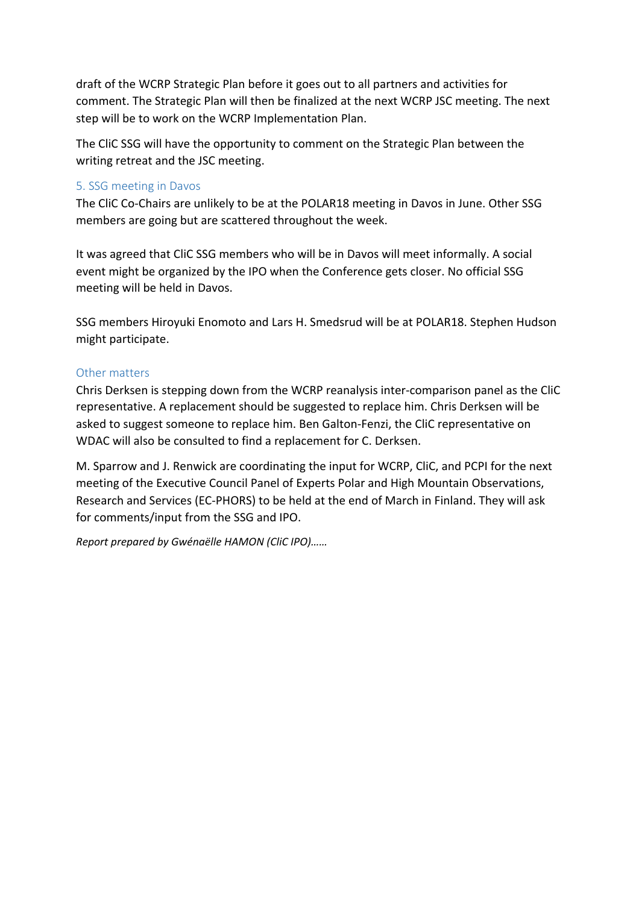draft of the WCRP Strategic Plan before it goes out to all partners and activities for comment. The Strategic Plan will then be finalized at the next WCRP JSC meeting. The next step will be to work on the WCRP Implementation Plan.

The CliC SSG will have the opportunity to comment on the Strategic Plan between the writing retreat and the JSC meeting.

### 5. SSG meeting in Davos

The CliC Co-Chairs are unlikely to be at the POLAR18 meeting in Davos in June. Other SSG members are going but are scattered throughout the week.

It was agreed that CliC SSG members who will be in Davos will meet informally. A social event might be organized by the IPO when the Conference gets closer. No official SSG meeting will be held in Davos.

SSG members Hiroyuki Enomoto and Lars H. Smedsrud will be at POLAR18. Stephen Hudson might participate.

### Other matters

Chris Derksen is stepping down from the WCRP reanalysis inter-comparison panel as the CliC representative. A replacement should be suggested to replace him. Chris Derksen will be asked to suggest someone to replace him. Ben Galton-Fenzi, the CliC representative on WDAC will also be consulted to find a replacement for C. Derksen.

M. Sparrow and J. Renwick are coordinating the input for WCRP, CliC, and PCPI for the next meeting of the Executive Council Panel of Experts Polar and High Mountain Observations, Research and Services (EC-PHORS) to be held at the end of March in Finland. They will ask for comments/input from the SSG and IPO.

*Report prepared by Gwénaëlle HAMON (CliC IPO)……*